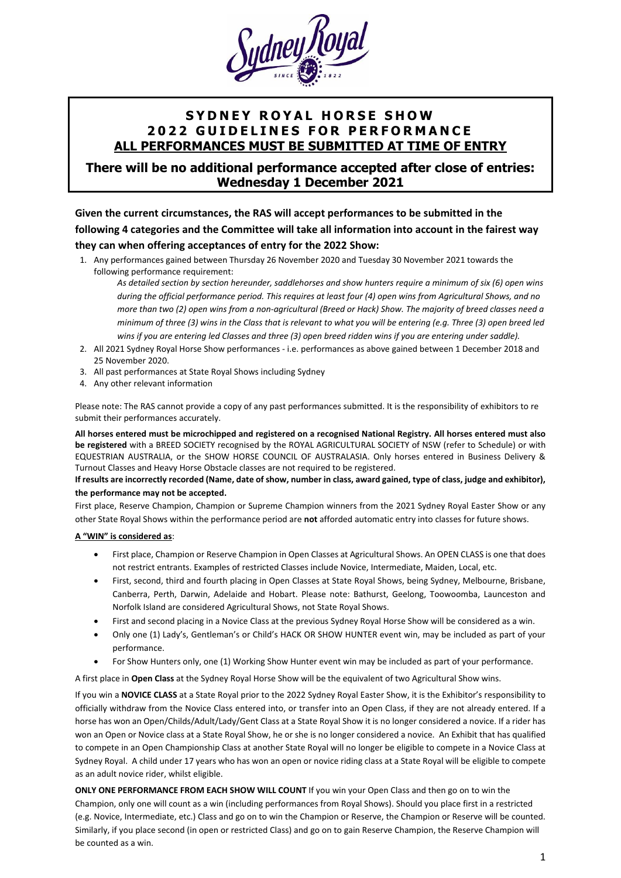# SYDNEY ROYAL HORSE SHOW
# 2022 GUIDELINES FOR PERFORMANCE
## ALL PERFORMANCES MUST BE SUBMITTED AT TIME OF ENTRY

## There will be no additional performance accepted after close of entries: Wednesday 1 December 2021

**Given the current circumstances, the RAS will accept performances to be submitted in the following 4 categories and the Committee will take all information into account in the fairest way they can when offering acceptances of entry for the 2022 Show:**

1. Any performances gained between Thursday 26 November 2020 and Tuesday 30 November 2021 towards the following performance requirement:

   *As detailed section by section hereunder, saddlehorses and show hunters require a minimum of six (6) open wins during the official performance period. This requires at least four (4) open wins from Agricultural Shows, and no more than two (2) open wins from a non-agricultural (Breed or Hack) Show. The majority of breed classes need a minimum of three (3) wins in the Class that is relevant to what you will be entering (e.g. Three (3) open breed led wins if you are entering led Classes and three (3) open breed ridden wins if you are entering under saddle).*
2. All 2021 Sydney Royal Horse Show performances - i.e. performances as above gained between 1 December 2018 and 25 November 2020.
3. All past performances at State Royal Shows including Sydney
4. Any other relevant information

Please note: The RAS cannot provide a copy of any past performances submitted. It is the responsibility of exhibitors to re submit their performances accurately.

**All horses entered must be microchipped and registered on a recognised National Registry. All horses entered must also be registered** with a BREED SOCIETY recognised by the ROYAL AGRICULTURAL SOCIETY of NSW (refer to Schedule) or with EQUESTRIAN AUSTRALIA, or the SHOW HORSE COUNCIL OF AUSTRALASIA. Only horses entered in Business Delivery & Turnout Classes and Heavy Horse Obstacle classes are not required to be registered.

**If results are incorrectly recorded (Name, date of show, number in class, award gained, type of class, judge and exhibitor), the performance may not be accepted.**

First place, Reserve Champion, Champion or Supreme Champion winners from the 2021 Sydney Royal Easter Show or any other State Royal Shows within the performance period are **not** afforded automatic entry into classes for future shows.

**A "WIN" is considered as**:

- First place, Champion or Reserve Champion in Open Classes at Agricultural Shows. An OPEN CLASS is one that does not restrict entrants. Examples of restricted Classes include Novice, Intermediate, Maiden, Local, etc.
- First, second, third and fourth placing in Open Classes at State Royal Shows, being Sydney, Melbourne, Brisbane, Canberra, Perth, Darwin, Adelaide and Hobart. Please note: Bathurst, Geelong, Toowoomba, Launceston and Norfolk Island are considered Agricultural Shows, not State Royal Shows.
- First and second placing in a Novice Class at the previous Sydney Royal Horse Show will be considered as a win.
- Only one (1) Lady's, Gentleman's or Child's HACK OR SHOW HUNTER event win, may be included as part of your performance.
- For Show Hunters only, one (1) Working Show Hunter event win may be included as part of your performance.

A first place in **Open Class** at the Sydney Royal Horse Show will be the equivalent of two Agricultural Show wins.

If you win a **NOVICE CLASS** at a State Royal prior to the 2022 Sydney Royal Easter Show, it is the Exhibitor's responsibility to officially withdraw from the Novice Class entered into, or transfer into an Open Class, if they are not already entered. If a horse has won an Open/Childs/Adult/Lady/Gent Class at a State Royal Show it is no longer considered a novice. If a rider has won an Open or Novice class at a State Royal Show, he or she is no longer considered a novice. An Exhibit that has qualified to compete in an Open Championship Class at another State Royal will no longer be eligible to compete in a Novice Class at Sydney Royal. A child under 17 years who has won an open or novice riding class at a State Royal will be eligible to compete as an adult novice rider, whilst eligible.

**ONLY ONE PERFORMANCE FROM EACH SHOW WILL COUNT** If you win your Open Class and then go on to win the Champion, only one will count as a win (including performances from Royal Shows). Should you place first in a restricted (e.g. Novice, Intermediate, etc.) Class and go on to win the Champion or Reserve, the Champion or Reserve will be counted. Similarly, if you place second (in open or restricted Class) and go on to gain Reserve Champion, the Reserve Champion will be counted as a win.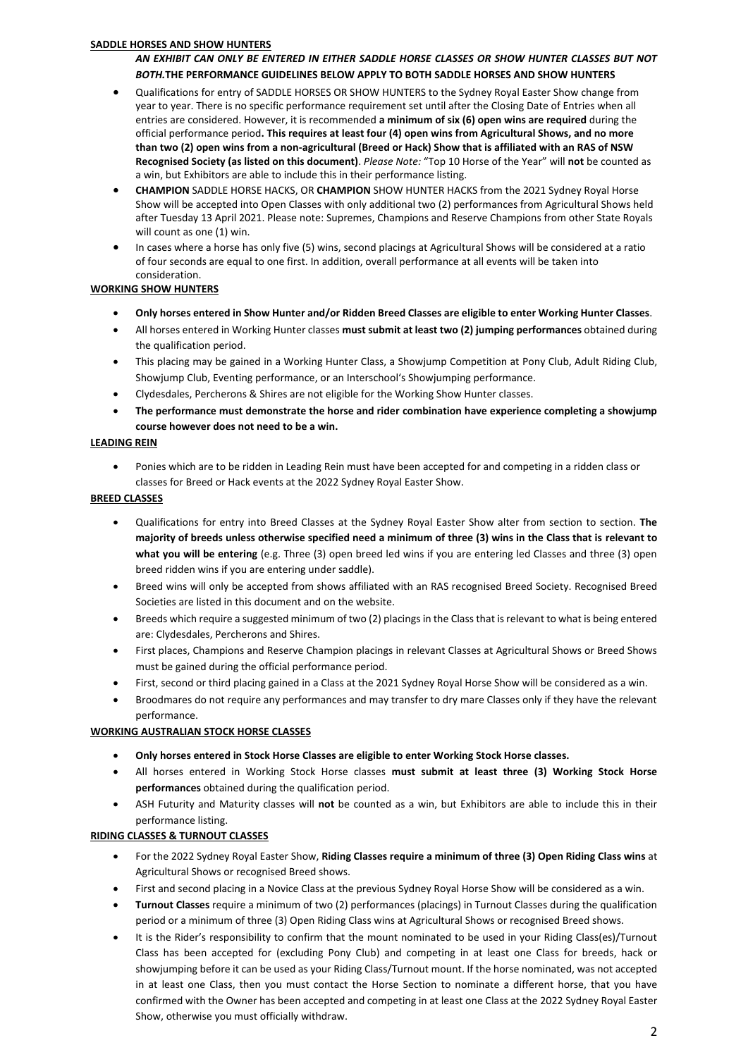## SADDLE HORSES AND SHOW HUNTERS

***AN EXHIBIT CAN ONLY BE ENTERED IN EITHER SADDLE HORSE CLASSES OR SHOW HUNTER CLASSES BUT NOT BOTH.*** **THE PERFORMANCE GUIDELINES BELOW APPLY TO BOTH SADDLE HORSES AND SHOW HUNTERS**

- Qualifications for entry of SADDLE HORSES OR SHOW HUNTERS to the Sydney Royal Easter Show change from year to year. There is no specific performance requirement set until after the Closing Date of Entries when all entries are considered. However, it is recommended **a minimum of six (6) open wins are required** during the official performance period**. This requires at least four (4) open wins from Agricultural Shows, and no more than two (2) open wins from a non-agricultural (Breed or Hack) Show that is affiliated with an RAS of NSW Recognised Society (as listed on this document)**. *Please Note:* "Top 10 Horse of the Year" will **not** be counted as a win, but Exhibitors are able to include this in their performance listing.
- **CHAMPION** SADDLE HORSE HACKS, OR **CHAMPION** SHOW HUNTER HACKS from the 2021 Sydney Royal Horse Show will be accepted into Open Classes with only additional two (2) performances from Agricultural Shows held after Tuesday 13 April 2021. Please note: Supremes, Champions and Reserve Champions from other State Royals will count as one (1) win.
- In cases where a horse has only five (5) wins, second placings at Agricultural Shows will be considered at a ratio of four seconds are equal to one first. In addition, overall performance at all events will be taken into consideration.

## WORKING SHOW HUNTERS

- **Only horses entered in Show Hunter and/or Ridden Breed Classes are eligible to enter Working Hunter Classes**.
- All horses entered in Working Hunter classes **must submit at least two (2) jumping performances** obtained during the qualification period.
- This placing may be gained in a Working Hunter Class, a Showjump Competition at Pony Club, Adult Riding Club, Showjump Club, Eventing performance, or an Interschool's Showjumping performance.
- Clydesdales, Percherons & Shires are not eligible for the Working Show Hunter classes.
- **The performance must demonstrate the horse and rider combination have experience completing a showjump course however does not need to be a win.**

## LEADING REIN

- Ponies which are to be ridden in Leading Rein must have been accepted for and competing in a ridden class or classes for Breed or Hack events at the 2022 Sydney Royal Easter Show.

## BREED CLASSES

- Qualifications for entry into Breed Classes at the Sydney Royal Easter Show alter from section to section. **The majority of breeds unless otherwise specified need a minimum of three (3) wins in the Class that is relevant to what you will be entering** (e.g. Three (3) open breed led wins if you are entering led Classes and three (3) open breed ridden wins if you are entering under saddle).
- Breed wins will only be accepted from shows affiliated with an RAS recognised Breed Society. Recognised Breed Societies are listed in this document and on the website.
- Breeds which require a suggested minimum of two (2) placings in the Class that is relevant to what is being entered are: Clydesdales, Percherons and Shires.
- First places, Champions and Reserve Champion placings in relevant Classes at Agricultural Shows or Breed Shows must be gained during the official performance period.
- First, second or third placing gained in a Class at the 2021 Sydney Royal Horse Show will be considered as a win.
- Broodmares do not require any performances and may transfer to dry mare Classes only if they have the relevant performance.

## WORKING AUSTRALIAN STOCK HORSE CLASSES

- **Only horses entered in Stock Horse Classes are eligible to enter Working Stock Horse classes.**
- All horses entered in Working Stock Horse classes **must submit at least three (3) Working Stock Horse performances** obtained during the qualification period.
- ASH Futurity and Maturity classes will **not** be counted as a win, but Exhibitors are able to include this in their performance listing.

## RIDING CLASSES & TURNOUT CLASSES

- For the 2022 Sydney Royal Easter Show, **Riding Classes require a minimum of three (3) Open Riding Class wins** at Agricultural Shows or recognised Breed shows.
- First and second placing in a Novice Class at the previous Sydney Royal Horse Show will be considered as a win.
- **Turnout Classes** require a minimum of two (2) performances (placings) in Turnout Classes during the qualification period or a minimum of three (3) Open Riding Class wins at Agricultural Shows or recognised Breed shows.
- It is the Rider's responsibility to confirm that the mount nominated to be used in your Riding Class(es)/Turnout Class has been accepted for (excluding Pony Club) and competing in at least one Class for breeds, hack or showjumping before it can be used as your Riding Class/Turnout mount. If the horse nominated, was not accepted in at least one Class, then you must contact the Horse Section to nominate a different horse, that you have confirmed with the Owner has been accepted and competing in at least one Class at the 2022 Sydney Royal Easter Show, otherwise you must officially withdraw.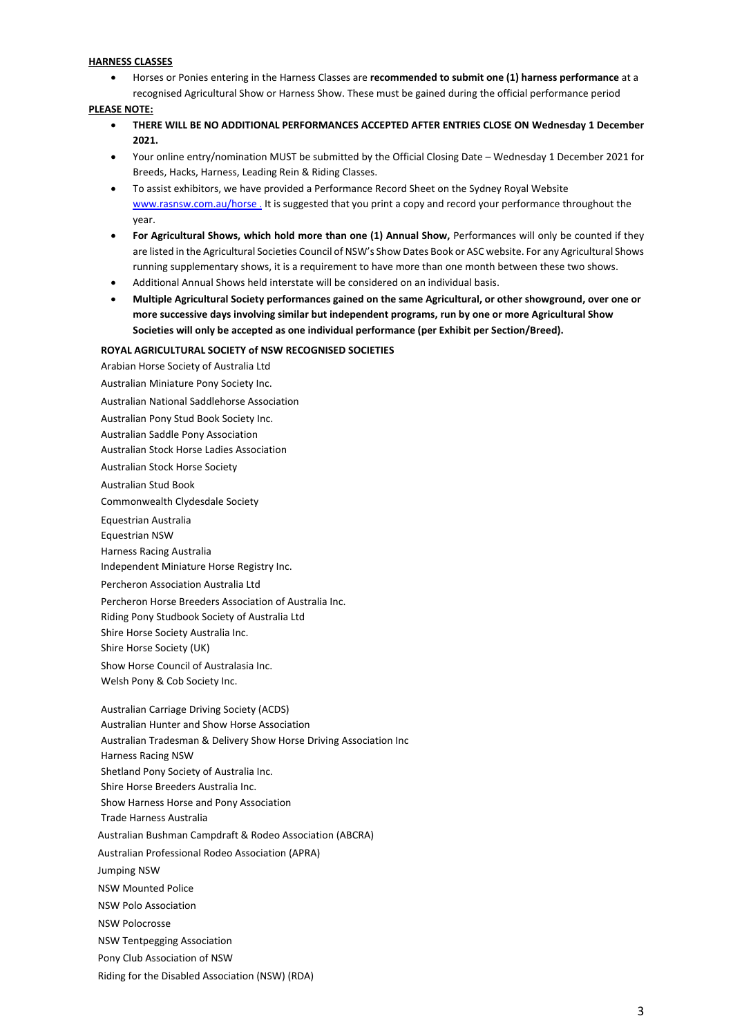**HARNESS CLASSES**

- Horses or Ponies entering in the Harness Classes are **recommended to submit one (1) harness performance** at a recognised Agricultural Show or Harness Show. These must be gained during the official performance period

**PLEASE NOTE:**

- **THERE WILL BE NO ADDITIONAL PERFORMANCES ACCEPTED AFTER ENTRIES CLOSE ON Wednesday 1 December 2021.**
- Your online entry/nomination MUST be submitted by the Official Closing Date – Wednesday 1 December 2021 for Breeds, Hacks, Harness, Leading Rein & Riding Classes.
- To assist exhibitors, we have provided a Performance Record Sheet on the Sydney Royal Website www.rasnsw.com.au/horse . It is suggested that you print a copy and record your performance throughout the year.
- **For Agricultural Shows, which hold more than one (1) Annual Show,** Performances will only be counted if they are listed in the Agricultural Societies Council of NSW's Show Dates Book or ASC website. For any Agricultural Shows running supplementary shows, it is a requirement to have more than one month between these two shows.
- Additional Annual Shows held interstate will be considered on an individual basis.
- **Multiple Agricultural Society performances gained on the same Agricultural, or other showground, over one or more successive days involving similar but independent programs, run by one or more Agricultural Show Societies will only be accepted as one individual performance (per Exhibit per Section/Breed).**

**ROYAL AGRICULTURAL SOCIETY of NSW RECOGNISED SOCIETIES**

Arabian Horse Society of Australia Ltd
Australian Miniature Pony Society Inc.
Australian National Saddlehorse Association
Australian Pony Stud Book Society Inc.
Australian Saddle Pony Association
Australian Stock Horse Ladies Association
Australian Stock Horse Society
Australian Stud Book
Commonwealth Clydesdale Society
Equestrian Australia
Equestrian NSW
Harness Racing Australia
Independent Miniature Horse Registry Inc.
Percheron Association Australia Ltd
Percheron Horse Breeders Association of Australia Inc.
Riding Pony Studbook Society of Australia Ltd
Shire Horse Society Australia Inc.
Shire Horse Society (UK)
Show Horse Council of Australasia Inc.
Welsh Pony & Cob Society Inc.

Australian Carriage Driving Society (ACDS)
Australian Hunter and Show Horse Association
Australian Tradesman & Delivery Show Horse Driving Association Inc
Harness Racing NSW
Shetland Pony Society of Australia Inc.
Shire Horse Breeders Australia Inc.
Show Harness Horse and Pony Association
Trade Harness Australia
Australian Bushman Campdraft & Rodeo Association (ABCRA)
Australian Professional Rodeo Association (APRA)
Jumping NSW
NSW Mounted Police
NSW Polo Association
NSW Polocrosse
NSW Tentpegging Association
Pony Club Association of NSW
Riding for the Disabled Association (NSW) (RDA)